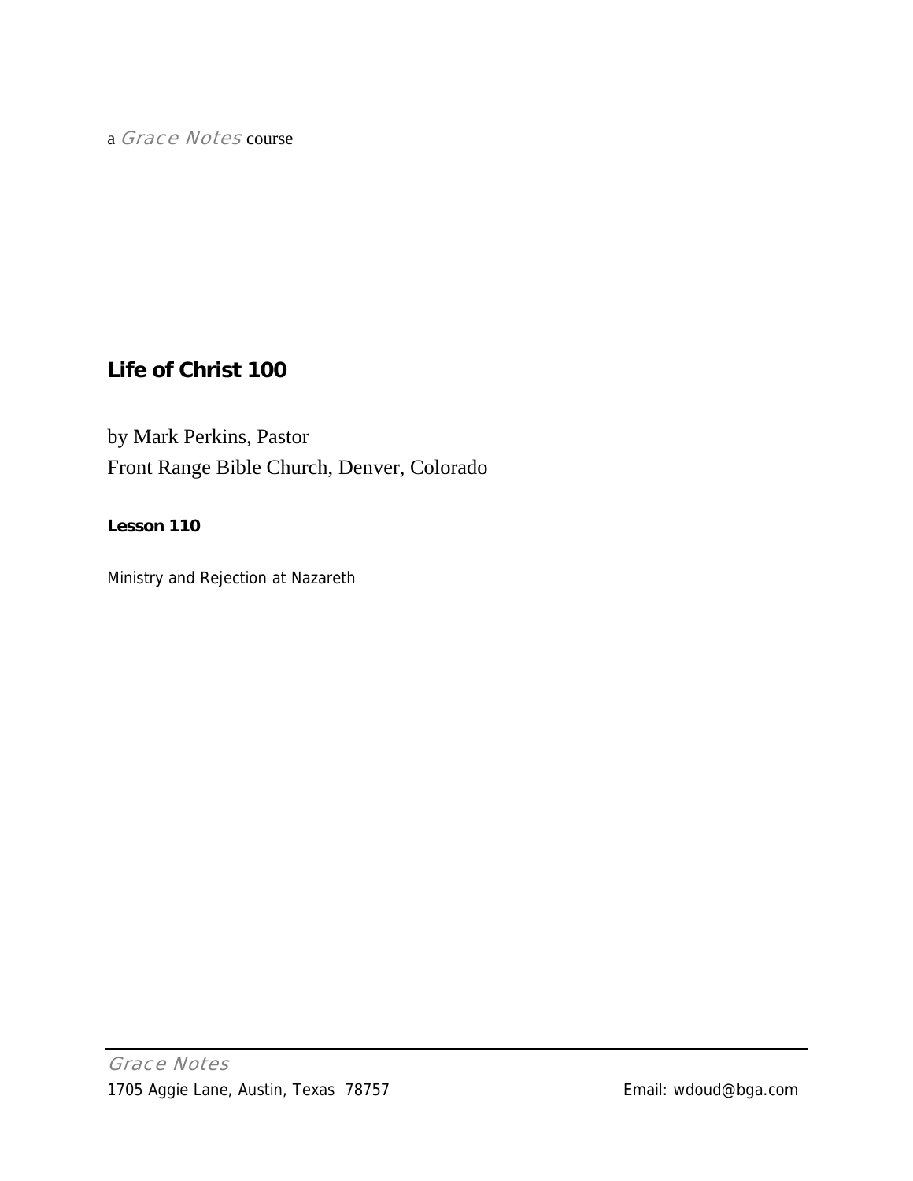a *Grace Notes* course

## Life of Christ 100

by Mark Perkins, Pastor
Front Range Bible Church, Denver, Colorado

**Lesson 110**

Ministry and Rejection at Nazareth

*Grace Notes*
1705 Aggie Lane, Austin, Texas 78757
Email: wdoud@bga.com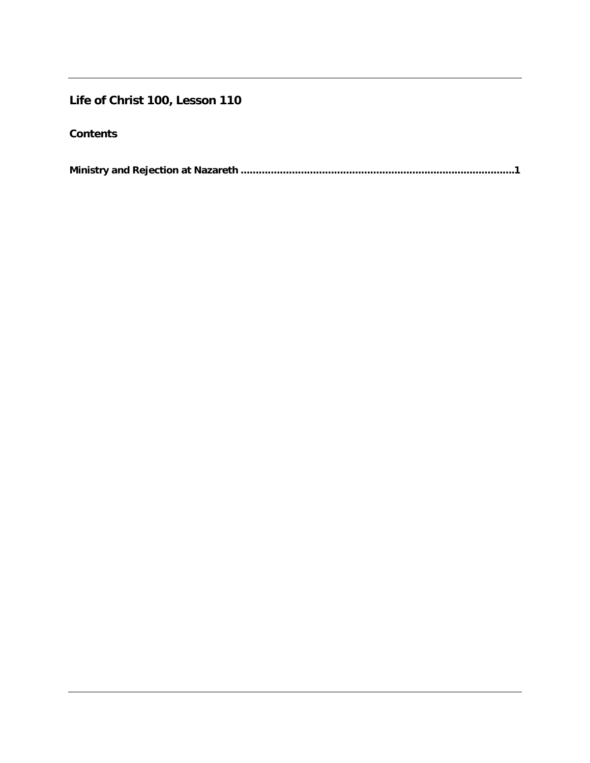## Life of Christ 100, Lesson 110

### Contents

**Ministry and Rejection at Nazareth ......................................................................................1**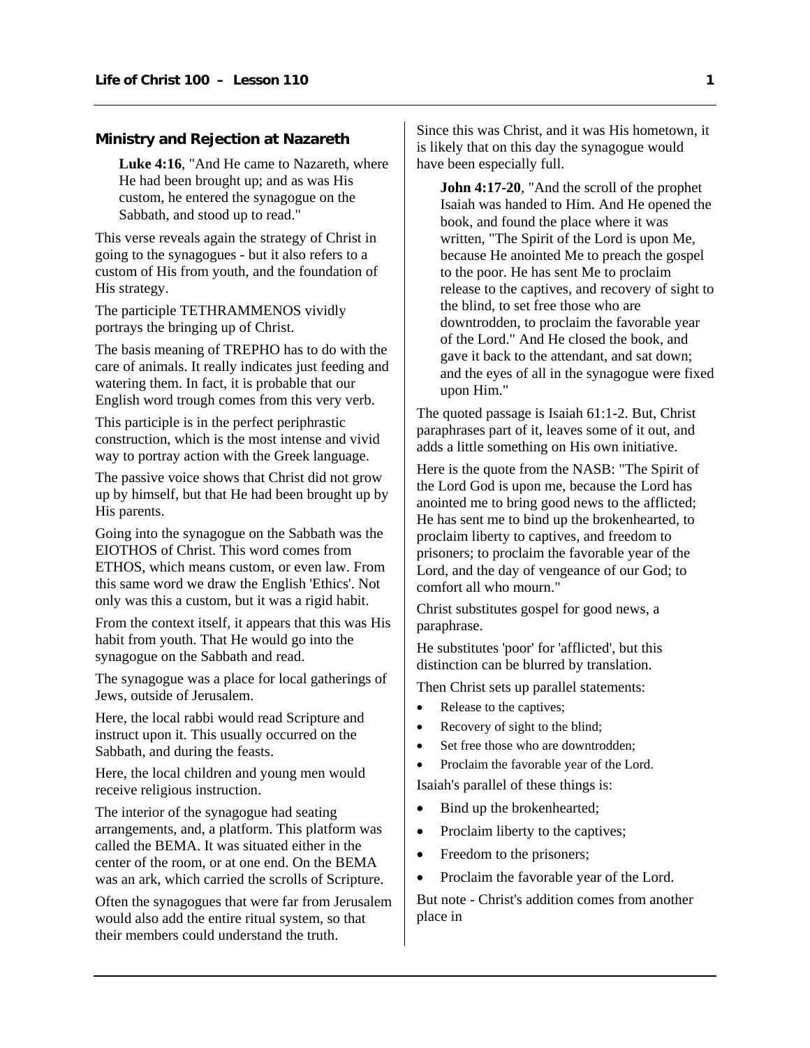## Ministry and Rejection at Nazareth

> **Luke 4:16**, "And He came to Nazareth, where He had been brought up; and as was His custom, he entered the synagogue on the Sabbath, and stood up to read."

This verse reveals again the strategy of Christ in going to the synagogues - but it also refers to a custom of His from youth, and the foundation of His strategy.

The participle TETHRAMMENOS vividly portrays the bringing up of Christ.

The basis meaning of TREPHO has to do with the care of animals. It really indicates just feeding and watering them. In fact, it is probable that our English word trough comes from this very verb.

This participle is in the perfect periphrastic construction, which is the most intense and vivid way to portray action with the Greek language.

The passive voice shows that Christ did not grow up by himself, but that He had been brought up by His parents.

Going into the synagogue on the Sabbath was the EIOTHOS of Christ. This word comes from ETHOS, which means custom, or even law. From this same word we draw the English 'Ethics'. Not only was this a custom, but it was a rigid habit.

From the context itself, it appears that this was His habit from youth. That He would go into the synagogue on the Sabbath and read.

The synagogue was a place for local gatherings of Jews, outside of Jerusalem.

Here, the local rabbi would read Scripture and instruct upon it. This usually occurred on the Sabbath, and during the feasts.

Here, the local children and young men would receive religious instruction.

The interior of the synagogue had seating arrangements, and, a platform. This platform was called the BEMA. It was situated either in the center of the room, or at one end. On the BEMA was an ark, which carried the scrolls of Scripture.

Often the synagogues that were far from Jerusalem would also add the entire ritual system, so that their members could understand the truth.

Since this was Christ, and it was His hometown, it is likely that on this day the synagogue would have been especially full.

> **John 4:17-20**, "And the scroll of the prophet Isaiah was handed to Him. And He opened the book, and found the place where it was written, "The Spirit of the Lord is upon Me, because He anointed Me to preach the gospel to the poor. He has sent Me to proclaim release to the captives, and recovery of sight to the blind, to set free those who are downtrodden, to proclaim the favorable year of the Lord." And He closed the book, and gave it back to the attendant, and sat down; and the eyes of all in the synagogue were fixed upon Him."

The quoted passage is Isaiah 61:1-2. But, Christ paraphrases part of it, leaves some of it out, and adds a little something on His own initiative.

Here is the quote from the NASB: "The Spirit of the Lord God is upon me, because the Lord has anointed me to bring good news to the afflicted; He has sent me to bind up the brokenhearted, to proclaim liberty to captives, and freedom to prisoners; to proclaim the favorable year of the Lord, and the day of vengeance of our God; to comfort all who mourn."

Christ substitutes gospel for good news, a paraphrase.

He substitutes 'poor' for 'afflicted', but this distinction can be blurred by translation.

Then Christ sets up parallel statements:

- Release to the captives;
- Recovery of sight to the blind;
- Set free those who are downtrodden;
- Proclaim the favorable year of the Lord.

Isaiah's parallel of these things is:

- Bind up the brokenhearted;
- Proclaim liberty to the captives;
- Freedom to the prisoners;
- Proclaim the favorable year of the Lord.

But note - Christ's addition comes from another place in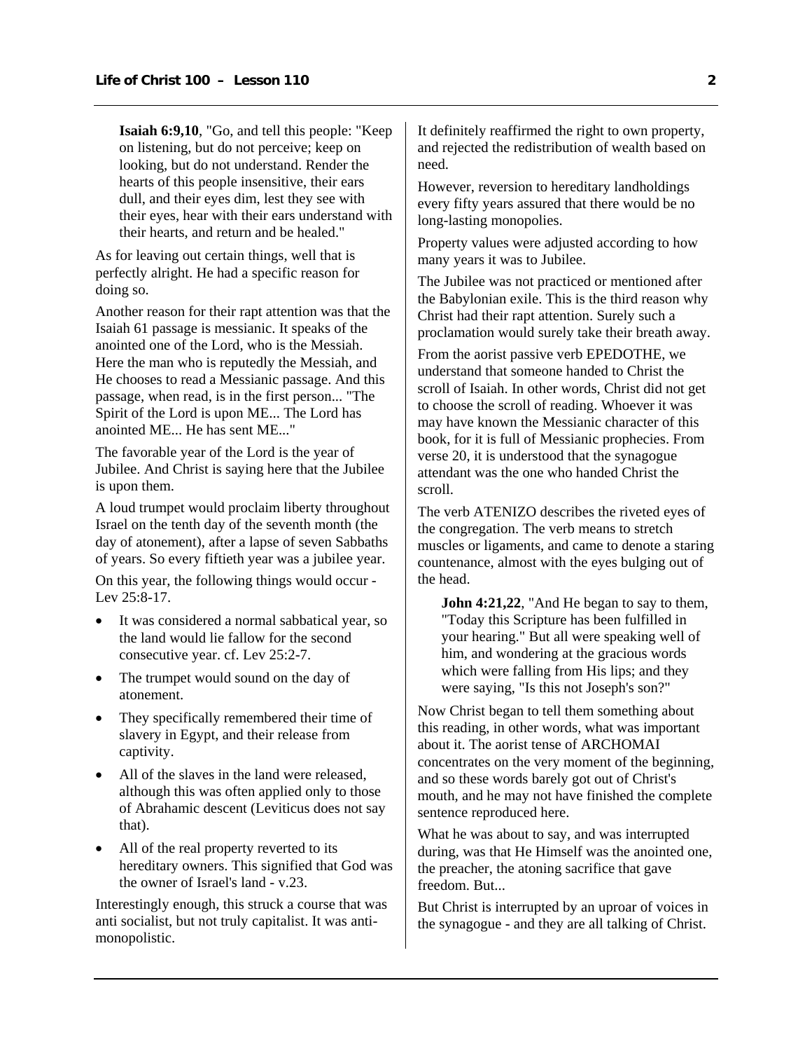**Isaiah 6:9,10**, "Go, and tell this people: "Keep on listening, but do not perceive; keep on looking, but do not understand. Render the hearts of this people insensitive, their ears dull, and their eyes dim, lest they see with their eyes, hear with their ears understand with their hearts, and return and be healed."

As for leaving out certain things, well that is perfectly alright. He had a specific reason for doing so.

Another reason for their rapt attention was that the Isaiah 61 passage is messianic. It speaks of the anointed one of the Lord, who is the Messiah. Here the man who is reputedly the Messiah, and He chooses to read a Messianic passage. And this passage, when read, is in the first person... "The Spirit of the Lord is upon ME... The Lord has anointed ME... He has sent ME..."

The favorable year of the Lord is the year of Jubilee. And Christ is saying here that the Jubilee is upon them.

A loud trumpet would proclaim liberty throughout Israel on the tenth day of the seventh month (the day of atonement), after a lapse of seven Sabbaths of years. So every fiftieth year was a jubilee year.

On this year, the following things would occur - Lev 25:8-17.

- It was considered a normal sabbatical year, so the land would lie fallow for the second consecutive year. cf. Lev 25:2-7.
- The trumpet would sound on the day of atonement.
- They specifically remembered their time of slavery in Egypt, and their release from captivity.
- All of the slaves in the land were released, although this was often applied only to those of Abrahamic descent (Leviticus does not say that).
- All of the real property reverted to its hereditary owners. This signified that God was the owner of Israel's land - v.23.

Interestingly enough, this struck a course that was anti socialist, but not truly capitalist. It was anti-monopolistic.

It definitely reaffirmed the right to own property, and rejected the redistribution of wealth based on need.

However, reversion to hereditary landholdings every fifty years assured that there would be no long-lasting monopolies.

Property values were adjusted according to how many years it was to Jubilee.

The Jubilee was not practiced or mentioned after the Babylonian exile. This is the third reason why Christ had their rapt attention. Surely such a proclamation would surely take their breath away.

From the aorist passive verb EPEDOTHE, we understand that someone handed to Christ the scroll of Isaiah. In other words, Christ did not get to choose the scroll of reading. Whoever it was may have known the Messianic character of this book, for it is full of Messianic prophecies. From verse 20, it is understood that the synagogue attendant was the one who handed Christ the scroll.

The verb ATENIZO describes the riveted eyes of the congregation. The verb means to stretch muscles or ligaments, and came to denote a staring countenance, almost with the eyes bulging out of the head.

**John 4:21,22**, "And He began to say to them, "Today this Scripture has been fulfilled in your hearing." But all were speaking well of him, and wondering at the gracious words which were falling from His lips; and they were saying, "Is this not Joseph's son?"

Now Christ began to tell them something about this reading, in other words, what was important about it. The aorist tense of ARCHOMAI concentrates on the very moment of the beginning, and so these words barely got out of Christ's mouth, and he may not have finished the complete sentence reproduced here.

What he was about to say, and was interrupted during, was that He Himself was the anointed one, the preacher, the atoning sacrifice that gave freedom. But...

But Christ is interrupted by an uproar of voices in the synagogue - and they are all talking of Christ.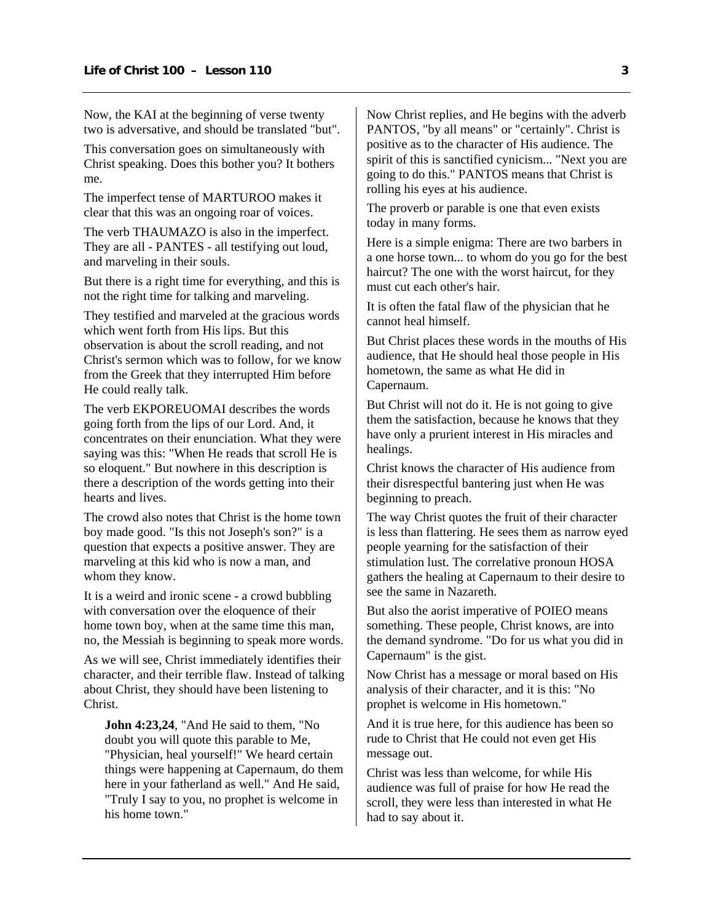Now, the KAI at the beginning of verse twenty two is adversative, and should be translated "but".

This conversation goes on simultaneously with Christ speaking. Does this bother you? It bothers me.

The imperfect tense of MARTUROO makes it clear that this was an ongoing roar of voices.

The verb THAUMAZO is also in the imperfect. They are all - PANTES - all testifying out loud, and marveling in their souls.

But there is a right time for everything, and this is not the right time for talking and marveling.

They testified and marveled at the gracious words which went forth from His lips. But this observation is about the scroll reading, and not Christ's sermon which was to follow, for we know from the Greek that they interrupted Him before He could really talk.

The verb EKPOREUOMAI describes the words going forth from the lips of our Lord. And, it concentrates on their enunciation. What they were saying was this: "When He reads that scroll He is so eloquent." But nowhere in this description is there a description of the words getting into their hearts and lives.

The crowd also notes that Christ is the home town boy made good. "Is this not Joseph's son?" is a question that expects a positive answer. They are marveling at this kid who is now a man, and whom they know.

It is a weird and ironic scene - a crowd bubbling with conversation over the eloquence of their home town boy, when at the same time this man, no, the Messiah is beginning to speak more words.

As we will see, Christ immediately identifies their character, and their terrible flaw. Instead of talking about Christ, they should have been listening to Christ.

> **John 4:23,24**, "And He said to them, "No doubt you will quote this parable to Me, "Physician, heal yourself!" We heard certain things were happening at Capernaum, do them here in your fatherland as well." And He said, "Truly I say to you, no prophet is welcome in his home town."

Now Christ replies, and He begins with the adverb PANTOS, "by all means" or "certainly". Christ is positive as to the character of His audience. The spirit of this is sanctified cynicism... "Next you are going to do this." PANTOS means that Christ is rolling his eyes at his audience.

The proverb or parable is one that even exists today in many forms.

Here is a simple enigma: There are two barbers in a one horse town... to whom do you go for the best haircut? The one with the worst haircut, for they must cut each other's hair.

It is often the fatal flaw of the physician that he cannot heal himself.

But Christ places these words in the mouths of His audience, that He should heal those people in His hometown, the same as what He did in Capernaum.

But Christ will not do it. He is not going to give them the satisfaction, because he knows that they have only a prurient interest in His miracles and healings.

Christ knows the character of His audience from their disrespectful bantering just when He was beginning to preach.

The way Christ quotes the fruit of their character is less than flattering. He sees them as narrow eyed people yearning for the satisfaction of their stimulation lust. The correlative pronoun HOSA gathers the healing at Capernaum to their desire to see the same in Nazareth.

But also the aorist imperative of POIEO means something. These people, Christ knows, are into the demand syndrome. "Do for us what you did in Capernaum" is the gist.

Now Christ has a message or moral based on His analysis of their character, and it is this: "No prophet is welcome in His hometown."

And it is true here, for this audience has been so rude to Christ that He could not even get His message out.

Christ was less than welcome, for while His audience was full of praise for how He read the scroll, they were less than interested in what He had to say about it.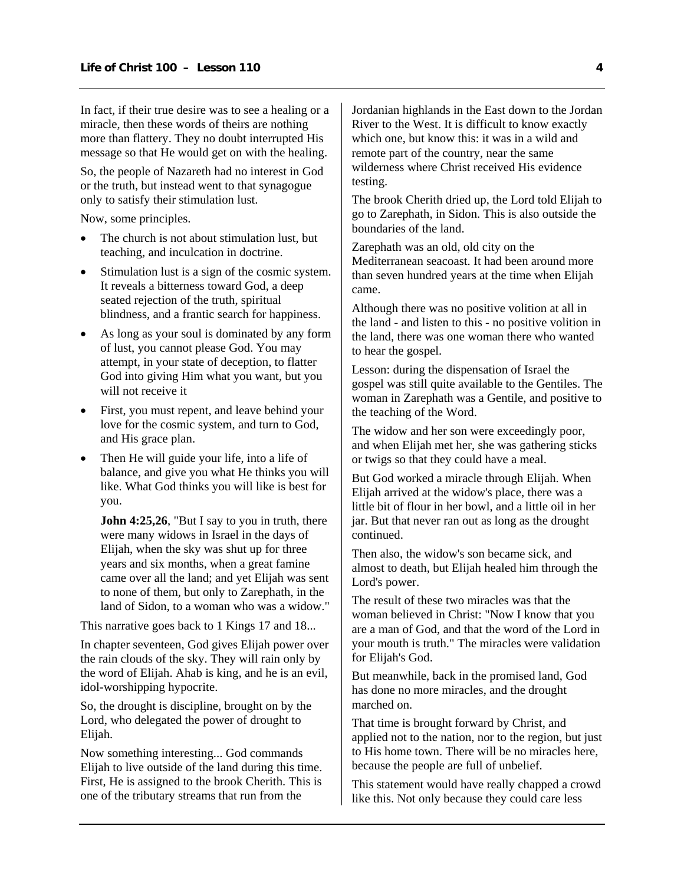In fact, if their true desire was to see a healing or a miracle, then these words of theirs are nothing more than flattery. They no doubt interrupted His message so that He would get on with the healing.

So, the people of Nazareth had no interest in God or the truth, but instead went to that synagogue only to satisfy their stimulation lust.

Now, some principles.

- The church is not about stimulation lust, but teaching, and inculcation in doctrine.
- Stimulation lust is a sign of the cosmic system. It reveals a bitterness toward God, a deep seated rejection of the truth, spiritual blindness, and a frantic search for happiness.
- As long as your soul is dominated by any form of lust, you cannot please God. You may attempt, in your state of deception, to flatter God into giving Him what you want, but you will not receive it
- First, you must repent, and leave behind your love for the cosmic system, and turn to God, and His grace plan.
- Then He will guide your life, into a life of balance, and give you what He thinks you will like. What God thinks you will like is best for you.

  **John 4:25,26**, "But I say to you in truth, there were many widows in Israel in the days of Elijah, when the sky was shut up for three years and six months, when a great famine came over all the land; and yet Elijah was sent to none of them, but only to Zarephath, in the land of Sidon, to a woman who was a widow."

This narrative goes back to 1 Kings 17 and 18...

In chapter seventeen, God gives Elijah power over the rain clouds of the sky. They will rain only by the word of Elijah. Ahab is king, and he is an evil, idol-worshipping hypocrite.

So, the drought is discipline, brought on by the Lord, who delegated the power of drought to Elijah.

Now something interesting... God commands Elijah to live outside of the land during this time. First, He is assigned to the brook Cherith. This is one of the tributary streams that run from the Jordanian highlands in the East down to the Jordan River to the West. It is difficult to know exactly which one, but know this: it was in a wild and remote part of the country, near the same wilderness where Christ received His evidence testing.

The brook Cherith dried up, the Lord told Elijah to go to Zarephath, in Sidon. This is also outside the boundaries of the land.

Zarephath was an old, old city on the Mediterranean seacoast. It had been around more than seven hundred years at the time when Elijah came.

Although there was no positive volition at all in the land - and listen to this - no positive volition in the land, there was one woman there who wanted to hear the gospel.

Lesson: during the dispensation of Israel the gospel was still quite available to the Gentiles. The woman in Zarephath was a Gentile, and positive to the teaching of the Word.

The widow and her son were exceedingly poor, and when Elijah met her, she was gathering sticks or twigs so that they could have a meal.

But God worked a miracle through Elijah. When Elijah arrived at the widow's place, there was a little bit of flour in her bowl, and a little oil in her jar. But that never ran out as long as the drought continued.

Then also, the widow's son became sick, and almost to death, but Elijah healed him through the Lord's power.

The result of these two miracles was that the woman believed in Christ: "Now I know that you are a man of God, and that the word of the Lord in your mouth is truth." The miracles were validation for Elijah's God.

But meanwhile, back in the promised land, God has done no more miracles, and the drought marched on.

That time is brought forward by Christ, and applied not to the nation, nor to the region, but just to His home town. There will be no miracles here, because the people are full of unbelief.

This statement would have really chapped a crowd like this. Not only because they could care less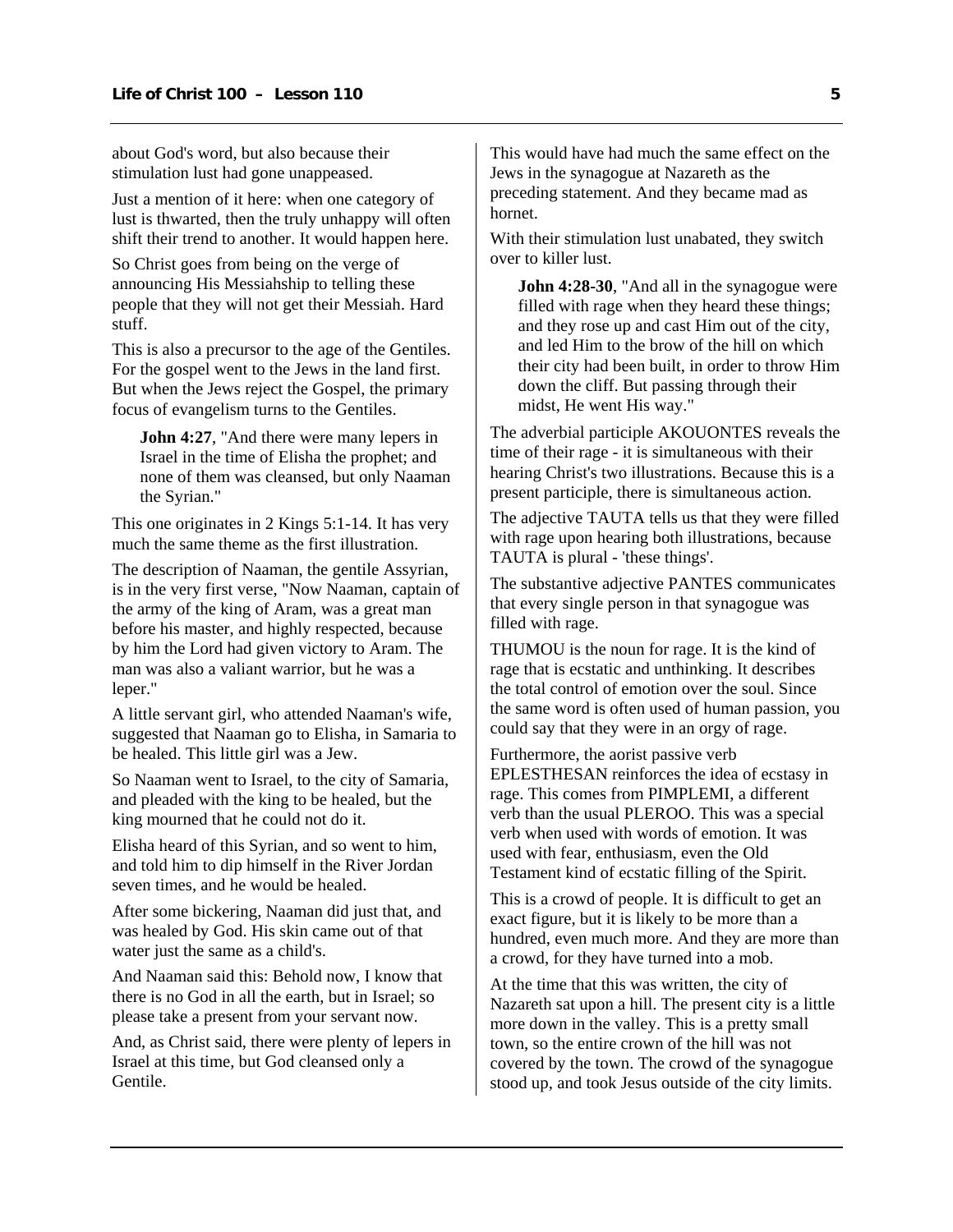about God's word, but also because their stimulation lust had gone unappeased.

Just a mention of it here: when one category of lust is thwarted, then the truly unhappy will often shift their trend to another. It would happen here.

So Christ goes from being on the verge of announcing His Messiahship to telling these people that they will not get their Messiah. Hard stuff.

This is also a precursor to the age of the Gentiles. For the gospel went to the Jews in the land first. But when the Jews reject the Gospel, the primary focus of evangelism turns to the Gentiles.

> **John 4:27**, "And there were many lepers in Israel in the time of Elisha the prophet; and none of them was cleansed, but only Naaman the Syrian."

This one originates in 2 Kings 5:1-14. It has very much the same theme as the first illustration.

The description of Naaman, the gentile Assyrian, is in the very first verse, "Now Naaman, captain of the army of the king of Aram, was a great man before his master, and highly respected, because by him the Lord had given victory to Aram. The man was also a valiant warrior, but he was a leper."

A little servant girl, who attended Naaman's wife, suggested that Naaman go to Elisha, in Samaria to be healed. This little girl was a Jew.

So Naaman went to Israel, to the city of Samaria, and pleaded with the king to be healed, but the king mourned that he could not do it.

Elisha heard of this Syrian, and so went to him, and told him to dip himself in the River Jordan seven times, and he would be healed.

After some bickering, Naaman did just that, and was healed by God. His skin came out of that water just the same as a child's.

And Naaman said this: Behold now, I know that there is no God in all the earth, but in Israel; so please take a present from your servant now.

And, as Christ said, there were plenty of lepers in Israel at this time, but God cleansed only a Gentile.

This would have had much the same effect on the Jews in the synagogue at Nazareth as the preceding statement. And they became mad as hornet.

With their stimulation lust unabated, they switch over to killer lust.

> **John 4:28-30**, "And all in the synagogue were filled with rage when they heard these things; and they rose up and cast Him out of the city, and led Him to the brow of the hill on which their city had been built, in order to throw Him down the cliff. But passing through their midst, He went His way."

The adverbial participle AKOUONTES reveals the time of their rage - it is simultaneous with their hearing Christ's two illustrations. Because this is a present participle, there is simultaneous action.

The adjective TAUTA tells us that they were filled with rage upon hearing both illustrations, because TAUTA is plural - 'these things'.

The substantive adjective PANTES communicates that every single person in that synagogue was filled with rage.

THUMOU is the noun for rage. It is the kind of rage that is ecstatic and unthinking. It describes the total control of emotion over the soul. Since the same word is often used of human passion, you could say that they were in an orgy of rage.

Furthermore, the aorist passive verb EPLESTHESAN reinforces the idea of ecstasy in rage. This comes from PIMPLEMI, a different verb than the usual PLEROO. This was a special verb when used with words of emotion. It was used with fear, enthusiasm, even the Old Testament kind of ecstatic filling of the Spirit.

This is a crowd of people. It is difficult to get an exact figure, but it is likely to be more than a hundred, even much more. And they are more than a crowd, for they have turned into a mob.

At the time that this was written, the city of Nazareth sat upon a hill. The present city is a little more down in the valley. This is a pretty small town, so the entire crown of the hill was not covered by the town. The crowd of the synagogue stood up, and took Jesus outside of the city limits.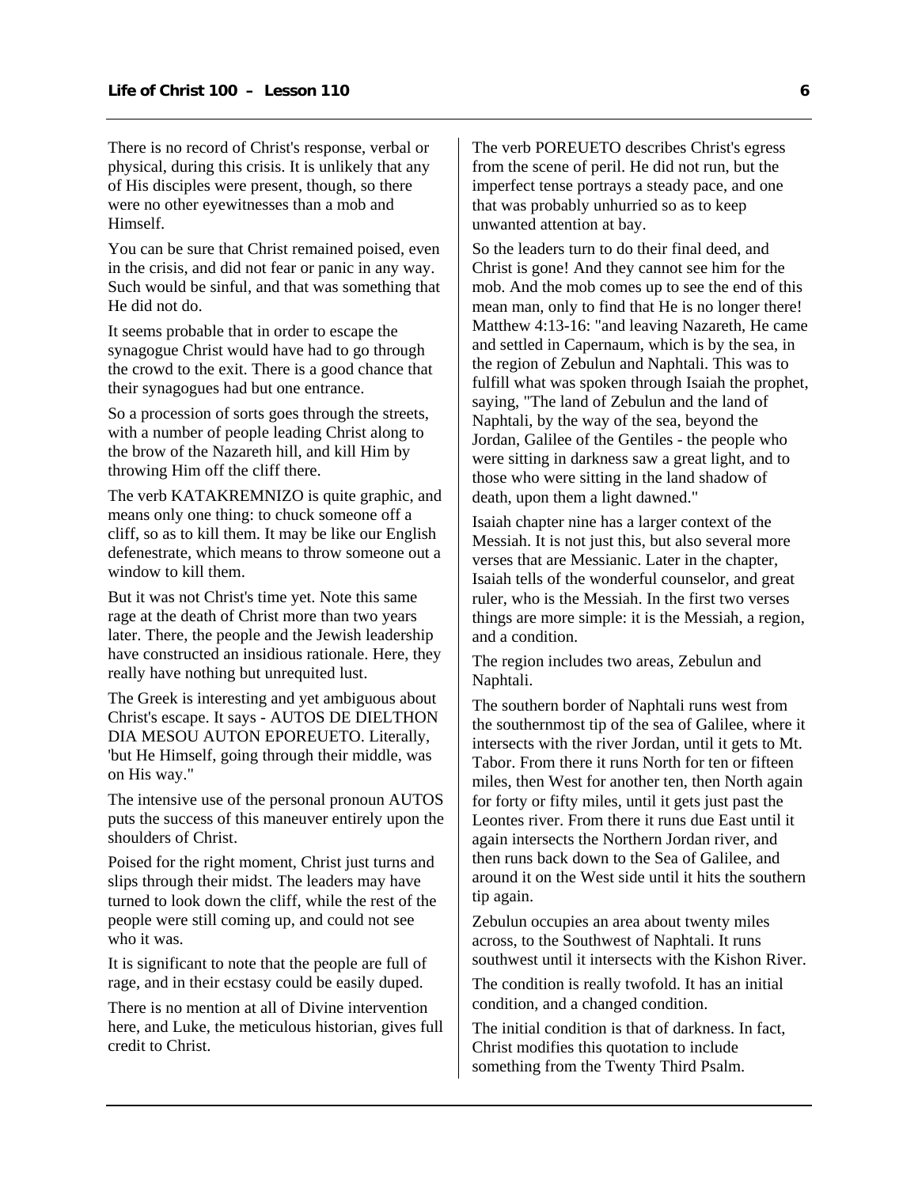There is no record of Christ's response, verbal or physical, during this crisis. It is unlikely that any of His disciples were present, though, so there were no other eyewitnesses than a mob and Himself.

You can be sure that Christ remained poised, even in the crisis, and did not fear or panic in any way. Such would be sinful, and that was something that He did not do.

It seems probable that in order to escape the synagogue Christ would have had to go through the crowd to the exit. There is a good chance that their synagogues had but one entrance.

So a procession of sorts goes through the streets, with a number of people leading Christ along to the brow of the Nazareth hill, and kill Him by throwing Him off the cliff there.

The verb KATAKREMNIZO is quite graphic, and means only one thing: to chuck someone off a cliff, so as to kill them. It may be like our English defenestrate, which means to throw someone out a window to kill them.

But it was not Christ's time yet. Note this same rage at the death of Christ more than two years later. There, the people and the Jewish leadership have constructed an insidious rationale. Here, they really have nothing but unrequited lust.

The Greek is interesting and yet ambiguous about Christ's escape. It says - AUTOS DE DIELTHON DIA MESOU AUTON EPOREUETO. Literally, 'but He Himself, going through their middle, was on His way."

The intensive use of the personal pronoun AUTOS puts the success of this maneuver entirely upon the shoulders of Christ.

Poised for the right moment, Christ just turns and slips through their midst. The leaders may have turned to look down the cliff, while the rest of the people were still coming up, and could not see who it was.

It is significant to note that the people are full of rage, and in their ecstasy could be easily duped.

There is no mention at all of Divine intervention here, and Luke, the meticulous historian, gives full credit to Christ.

The verb POREUETO describes Christ's egress from the scene of peril. He did not run, but the imperfect tense portrays a steady pace, and one that was probably unhurried so as to keep unwanted attention at bay.

So the leaders turn to do their final deed, and Christ is gone! And they cannot see him for the mob. And the mob comes up to see the end of this mean man, only to find that He is no longer there! Matthew 4:13-16: "and leaving Nazareth, He came and settled in Capernaum, which is by the sea, in the region of Zebulun and Naphtali. This was to fulfill what was spoken through Isaiah the prophet, saying, "The land of Zebulun and the land of Naphtali, by the way of the sea, beyond the Jordan, Galilee of the Gentiles - the people who were sitting in darkness saw a great light, and to those who were sitting in the land shadow of death, upon them a light dawned."

Isaiah chapter nine has a larger context of the Messiah. It is not just this, but also several more verses that are Messianic. Later in the chapter, Isaiah tells of the wonderful counselor, and great ruler, who is the Messiah. In the first two verses things are more simple: it is the Messiah, a region, and a condition.

The region includes two areas, Zebulun and Naphtali.

The southern border of Naphtali runs west from the southernmost tip of the sea of Galilee, where it intersects with the river Jordan, until it gets to Mt. Tabor. From there it runs North for ten or fifteen miles, then West for another ten, then North again for forty or fifty miles, until it gets just past the Leontes river. From there it runs due East until it again intersects the Northern Jordan river, and then runs back down to the Sea of Galilee, and around it on the West side until it hits the southern tip again.

Zebulun occupies an area about twenty miles across, to the Southwest of Naphtali. It runs southwest until it intersects with the Kishon River.

The condition is really twofold. It has an initial condition, and a changed condition.

The initial condition is that of darkness. In fact, Christ modifies this quotation to include something from the Twenty Third Psalm.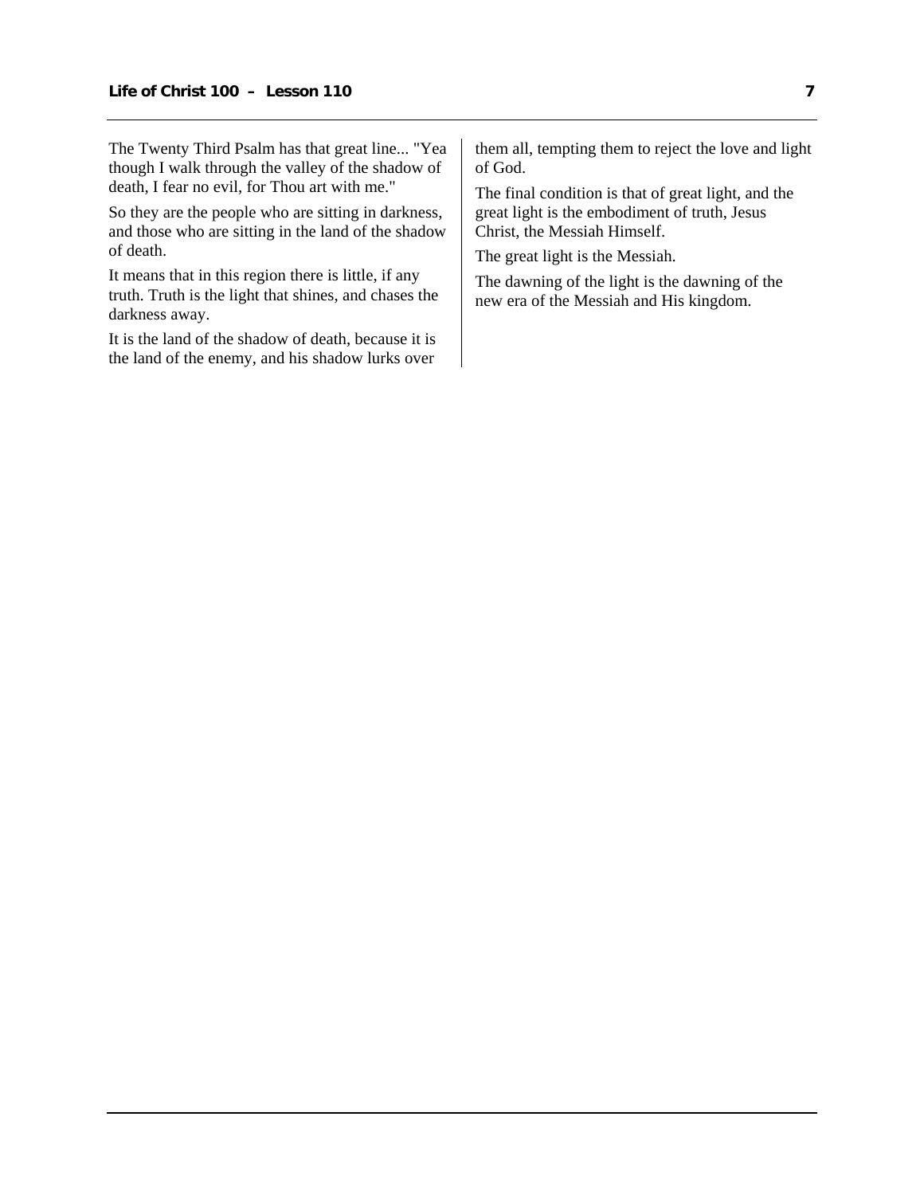The Twenty Third Psalm has that great line... "Yea though I walk through the valley of the shadow of death, I fear no evil, for Thou art with me."

So they are the people who are sitting in darkness, and those who are sitting in the land of the shadow of death.

It means that in this region there is little, if any truth. Truth is the light that shines, and chases the darkness away.

It is the land of the shadow of death, because it is the land of the enemy, and his shadow lurks over them all, tempting them to reject the love and light of God.

The final condition is that of great light, and the great light is the embodiment of truth, Jesus Christ, the Messiah Himself.

The great light is the Messiah.

The dawning of the light is the dawning of the new era of the Messiah and His kingdom.